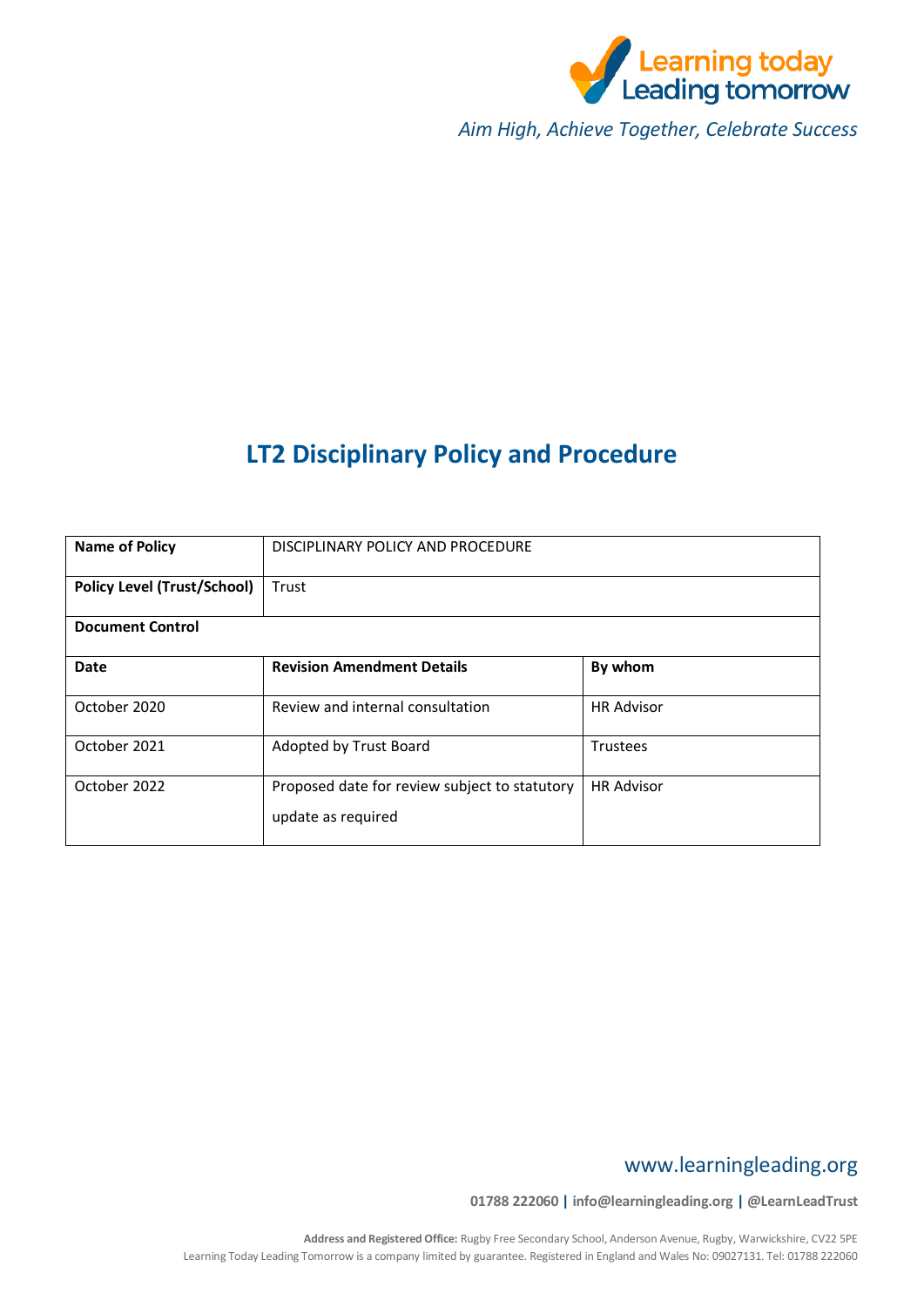Learning today Leading tomorrow

*Aim High, Achieve Together, Celebrate Success*

# LT2 Disciplinary Policy and Procedure

| **Name of Policy** | DISCIPLINARY POLICY AND PROCEDURE | |
|---|---|---|
| **Policy Level (Trust/School)** | Trust | |
| **Document Control** | | |
| **Date** | **Revision Amendment Details** | **By whom** |
| October 2020 | Review and internal consultation | HR Advisor |
| October 2021 | Adopted by Trust Board | Trustees |
| October 2022 | Proposed date for review subject to statutory update as required | HR Advisor |

www.learningleading.org

**01788 222060 | info@learningleading.org | @LearnLeadTrust**

**Address and Registered Office:** Rugby Free Secondary School, Anderson Avenue, Rugby, Warwickshire, CV22 5PE
Learning Today Leading Tomorrow is a company limited by guarantee. Registered in England and Wales No: 09027131. Tel: 01788 222060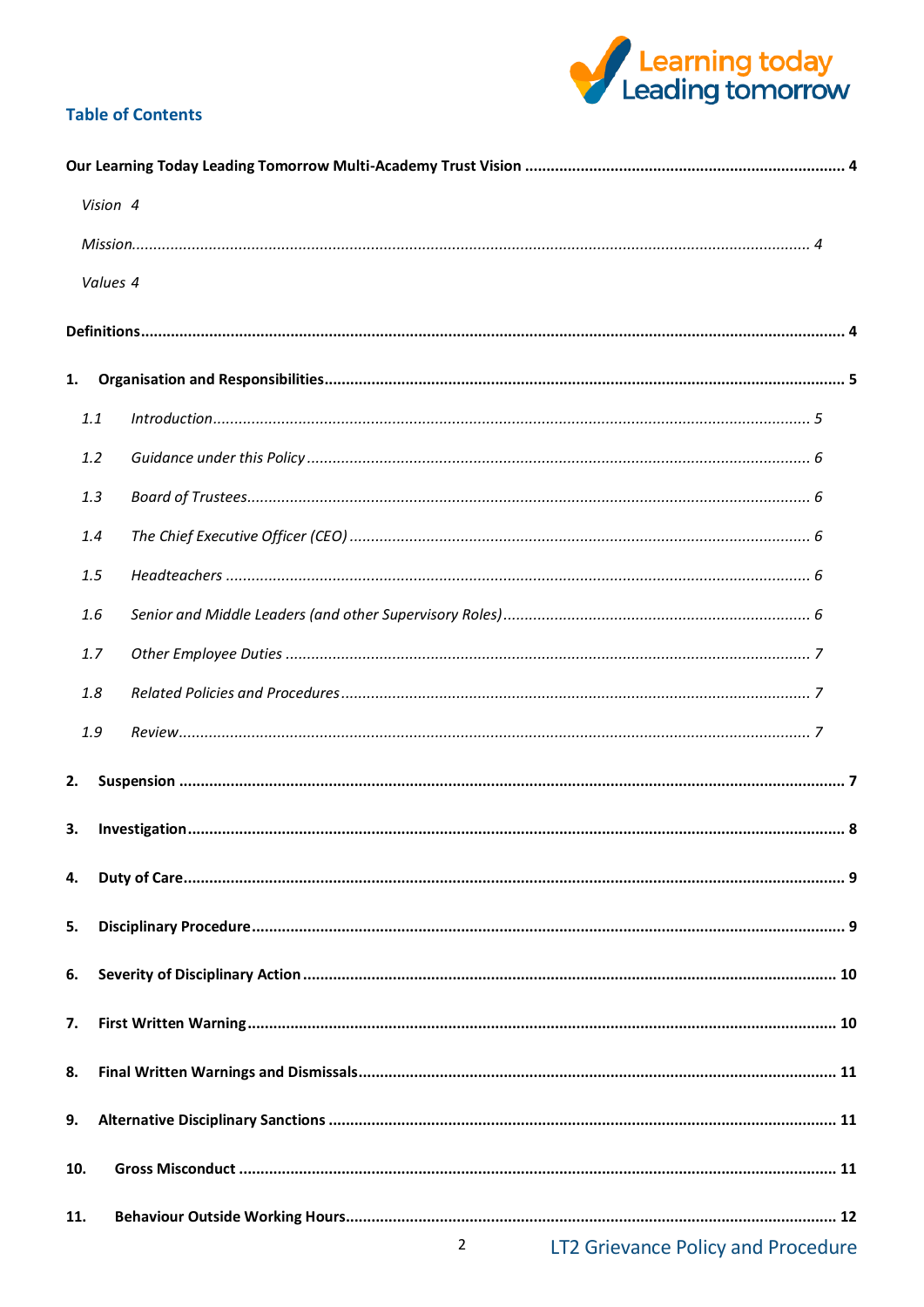## Table of Contents

**Our Learning Today Leading Tomorrow Multi-Academy Trust Vision ........................................................................ 4**

*Vision 4*

*Mission........................................................................................................................................... 4*

*Values 4*

**Definitions................................................................................................................................................ 4**

**1. Organisation and Responsibilities....................................................................................................... 5**

*1.1 Introduction........................................................................................................................... 5*

*1.2 Guidance under this Policy ..................................................................................................... 6*

*1.3 Board of Trustees................................................................................................................... 6*

*1.4 The Chief Executive Officer (CEO) .......................................................................................... 6*

*1.5 Headteachers ........................................................................................................................ 6*

*1.6 Senior and Middle Leaders (and other Supervisory Roles)....................................................... 6*

*1.7 Other Employee Duties .......................................................................................................... 7*

*1.8 Related Policies and Procedures............................................................................................. 7*

*1.9 Review................................................................................................................................... 7*

**2. Suspension ........................................................................................................................................ 7**

**3. Investigation....................................................................................................................................... 8**

**4. Duty of Care........................................................................................................................................ 9**

**5. Disciplinary Procedure........................................................................................................................ 9**

**6. Severity of Disciplinary Action .......................................................................................................... 10**

**7. First Written Warning........................................................................................................................ 10**

**8. Final Written Warnings and Dismissals.............................................................................................. 11**

**9. Alternative Disciplinary Sanctions ..................................................................................................... 11**

**10. Gross Misconduct ........................................................................................................................... 11**

**11. Behaviour Outside Working Hours................................................................................................... 12**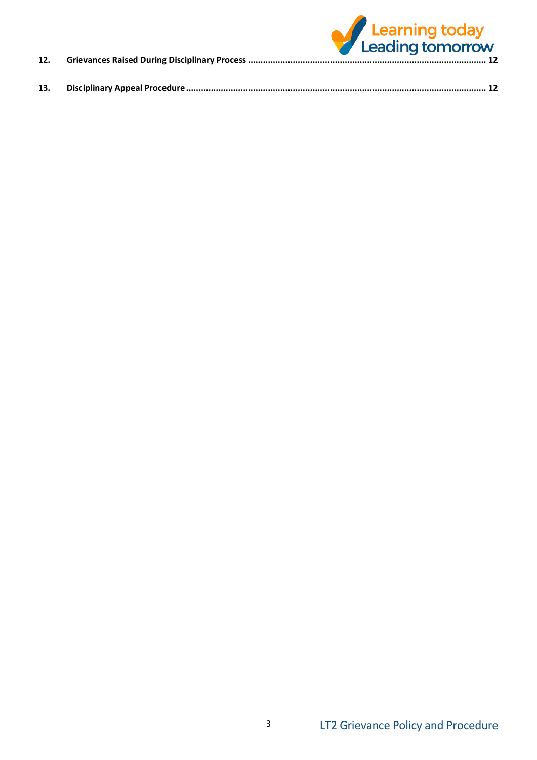12. **Grievances Raised During Disciplinary Process** ........................................................................................ 12

13. **Disciplinary Appeal Procedure** ........................................................................................................... 12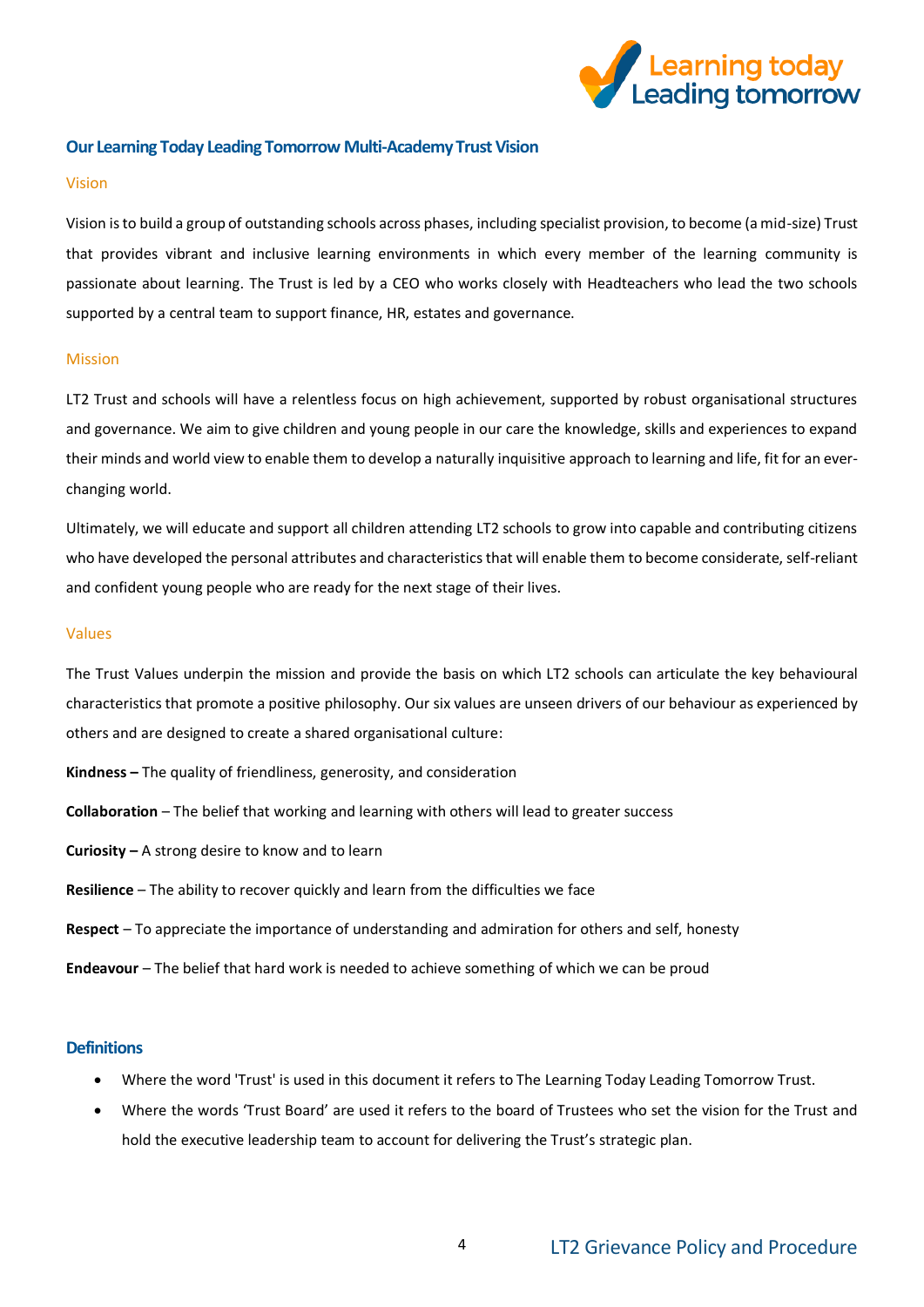## Our Learning Today Leading Tomorrow Multi-Academy Trust Vision

### Vision

Vision is to build a group of outstanding schools across phases, including specialist provision, to become (a mid-size) Trust that provides vibrant and inclusive learning environments in which every member of the learning community is passionate about learning. The Trust is led by a CEO who works closely with Headteachers who lead the two schools supported by a central team to support finance, HR, estates and governance.

### Mission

LT2 Trust and schools will have a relentless focus on high achievement, supported by robust organisational structures and governance. We aim to give children and young people in our care the knowledge, skills and experiences to expand their minds and world view to enable them to develop a naturally inquisitive approach to learning and life, fit for an ever-changing world.

Ultimately, we will educate and support all children attending LT2 schools to grow into capable and contributing citizens who have developed the personal attributes and characteristics that will enable them to become considerate, self-reliant and confident young people who are ready for the next stage of their lives.

### Values

The Trust Values underpin the mission and provide the basis on which LT2 schools can articulate the key behavioural characteristics that promote a positive philosophy. Our six values are unseen drivers of our behaviour as experienced by others and are designed to create a shared organisational culture:

**Kindness –** The quality of friendliness, generosity, and consideration

**Collaboration** – The belief that working and learning with others will lead to greater success

**Curiosity –** A strong desire to know and to learn

**Resilience** – The ability to recover quickly and learn from the difficulties we face

**Respect** – To appreciate the importance of understanding and admiration for others and self, honesty

**Endeavour** – The belief that hard work is needed to achieve something of which we can be proud

## Definitions

- Where the word 'Trust' is used in this document it refers to The Learning Today Leading Tomorrow Trust.
- Where the words 'Trust Board' are used it refers to the board of Trustees who set the vision for the Trust and hold the executive leadership team to account for delivering the Trust's strategic plan.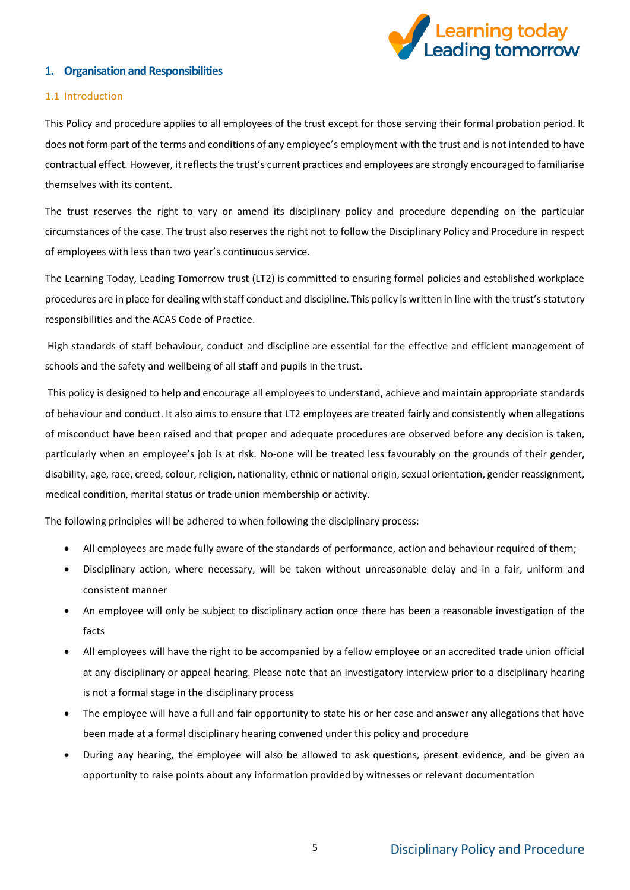## 1. Organisation and Responsibilities

### 1.1 Introduction

This Policy and procedure applies to all employees of the trust except for those serving their formal probation period. It does not form part of the terms and conditions of any employee's employment with the trust and is not intended to have contractual effect. However, it reflects the trust's current practices and employees are strongly encouraged to familiarise themselves with its content.

The trust reserves the right to vary or amend its disciplinary policy and procedure depending on the particular circumstances of the case. The trust also reserves the right not to follow the Disciplinary Policy and Procedure in respect of employees with less than two year's continuous service.

The Learning Today, Leading Tomorrow trust (LT2) is committed to ensuring formal policies and established workplace procedures are in place for dealing with staff conduct and discipline. This policy is written in line with the trust's statutory responsibilities and the ACAS Code of Practice.

High standards of staff behaviour, conduct and discipline are essential for the effective and efficient management of schools and the safety and wellbeing of all staff and pupils in the trust.

This policy is designed to help and encourage all employees to understand, achieve and maintain appropriate standards of behaviour and conduct. It also aims to ensure that LT2 employees are treated fairly and consistently when allegations of misconduct have been raised and that proper and adequate procedures are observed before any decision is taken, particularly when an employee's job is at risk. No-one will be treated less favourably on the grounds of their gender, disability, age, race, creed, colour, religion, nationality, ethnic or national origin, sexual orientation, gender reassignment, medical condition, marital status or trade union membership or activity.

The following principles will be adhered to when following the disciplinary process:

- All employees are made fully aware of the standards of performance, action and behaviour required of them;
- Disciplinary action, where necessary, will be taken without unreasonable delay and in a fair, uniform and consistent manner
- An employee will only be subject to disciplinary action once there has been a reasonable investigation of the facts
- All employees will have the right to be accompanied by a fellow employee or an accredited trade union official at any disciplinary or appeal hearing. Please note that an investigatory interview prior to a disciplinary hearing is not a formal stage in the disciplinary process
- The employee will have a full and fair opportunity to state his or her case and answer any allegations that have been made at a formal disciplinary hearing convened under this policy and procedure
- During any hearing, the employee will also be allowed to ask questions, present evidence, and be given an opportunity to raise points about any information provided by witnesses or relevant documentation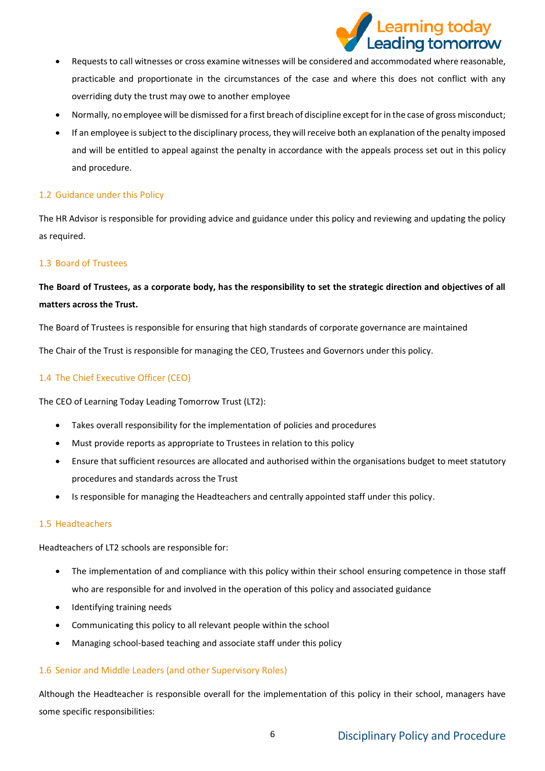- Requests to call witnesses or cross examine witnesses will be considered and accommodated where reasonable, practicable and proportionate in the circumstances of the case and where this does not conflict with any overriding duty the trust may owe to another employee
- Normally, no employee will be dismissed for a first breach of discipline except for in the case of gross misconduct;
- If an employee is subject to the disciplinary process, they will receive both an explanation of the penalty imposed and will be entitled to appeal against the penalty in accordance with the appeals process set out in this policy and procedure.

### 1.2 Guidance under this Policy

The HR Advisor is responsible for providing advice and guidance under this policy and reviewing and updating the policy as required.

### 1.3 Board of Trustees

**The Board of Trustees, as a corporate body, has the responsibility to set the strategic direction and objectives of all matters across the Trust.**

The Board of Trustees is responsible for ensuring that high standards of corporate governance are maintained

The Chair of the Trust is responsible for managing the CEO, Trustees and Governors under this policy.

### 1.4 The Chief Executive Officer (CEO)

The CEO of Learning Today Leading Tomorrow Trust (LT2):

- Takes overall responsibility for the implementation of policies and procedures
- Must provide reports as appropriate to Trustees in relation to this policy
- Ensure that sufficient resources are allocated and authorised within the organisations budget to meet statutory procedures and standards across the Trust
- Is responsible for managing the Headteachers and centrally appointed staff under this policy.

### 1.5 Headteachers

Headteachers of LT2 schools are responsible for:

- The implementation of and compliance with this policy within their school ensuring competence in those staff who are responsible for and involved in the operation of this policy and associated guidance
- Identifying training needs
- Communicating this policy to all relevant people within the school
- Managing school-based teaching and associate staff under this policy

### 1.6 Senior and Middle Leaders (and other Supervisory Roles)

Although the Headteacher is responsible overall for the implementation of this policy in their school, managers have some specific responsibilities: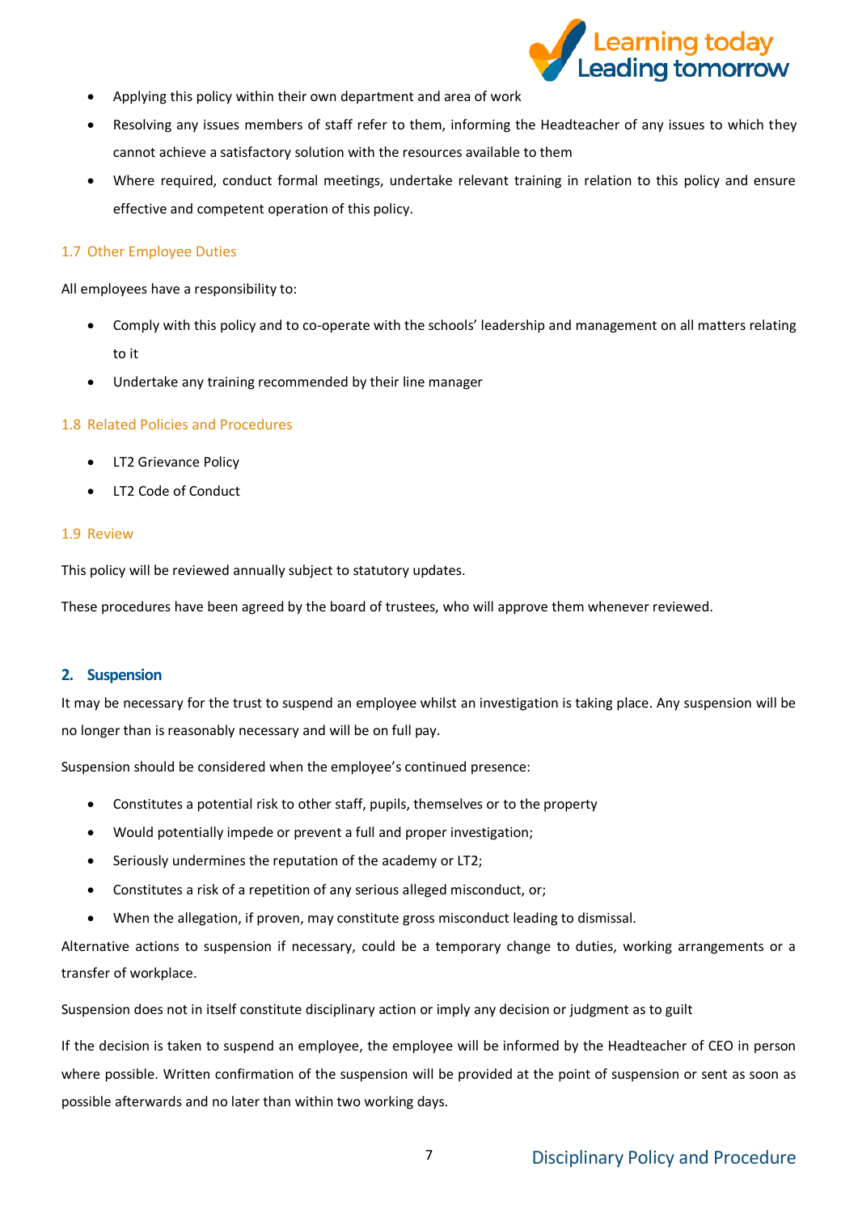- Applying this policy within their own department and area of work
- Resolving any issues members of staff refer to them, informing the Headteacher of any issues to which they cannot achieve a satisfactory solution with the resources available to them
- Where required, conduct formal meetings, undertake relevant training in relation to this policy and ensure effective and competent operation of this policy.

### 1.7 Other Employee Duties

All employees have a responsibility to:

- Comply with this policy and to co-operate with the schools' leadership and management on all matters relating to it
- Undertake any training recommended by their line manager

### 1.8 Related Policies and Procedures

- LT2 Grievance Policy
- LT2 Code of Conduct

### 1.9 Review

This policy will be reviewed annually subject to statutory updates.

These procedures have been agreed by the board of trustees, who will approve them whenever reviewed.

## 2. Suspension

It may be necessary for the trust to suspend an employee whilst an investigation is taking place. Any suspension will be no longer than is reasonably necessary and will be on full pay.

Suspension should be considered when the employee's continued presence:

- Constitutes a potential risk to other staff, pupils, themselves or to the property
- Would potentially impede or prevent a full and proper investigation;
- Seriously undermines the reputation of the academy or LT2;
- Constitutes a risk of a repetition of any serious alleged misconduct, or;
- When the allegation, if proven, may constitute gross misconduct leading to dismissal.

Alternative actions to suspension if necessary, could be a temporary change to duties, working arrangements or a transfer of workplace.

Suspension does not in itself constitute disciplinary action or imply any decision or judgment as to guilt

If the decision is taken to suspend an employee, the employee will be informed by the Headteacher of CEO in person where possible. Written confirmation of the suspension will be provided at the point of suspension or sent as soon as possible afterwards and no later than within two working days.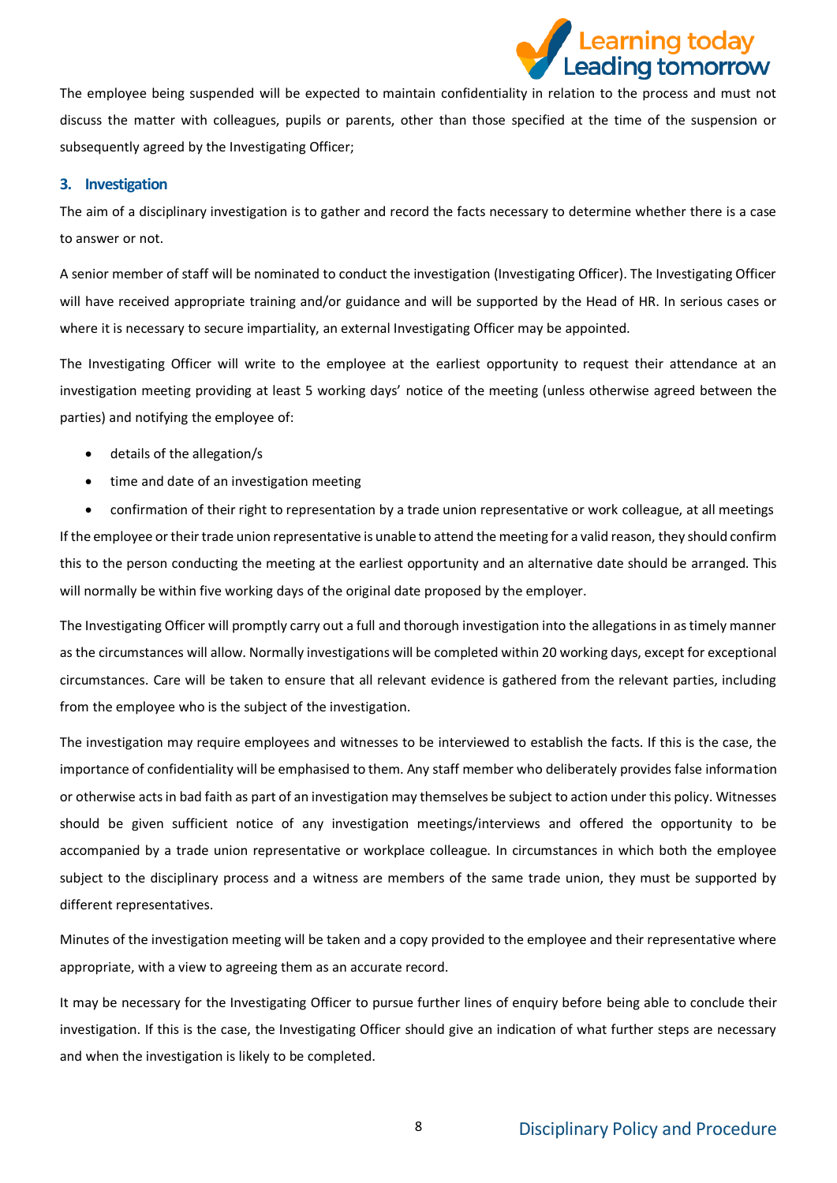The employee being suspended will be expected to maintain confidentiality in relation to the process and must not discuss the matter with colleagues, pupils or parents, other than those specified at the time of the suspension or subsequently agreed by the Investigating Officer;

## 3. Investigation

The aim of a disciplinary investigation is to gather and record the facts necessary to determine whether there is a case to answer or not.

A senior member of staff will be nominated to conduct the investigation (Investigating Officer). The Investigating Officer will have received appropriate training and/or guidance and will be supported by the Head of HR. In serious cases or where it is necessary to secure impartiality, an external Investigating Officer may be appointed.

The Investigating Officer will write to the employee at the earliest opportunity to request their attendance at an investigation meeting providing at least 5 working days' notice of the meeting (unless otherwise agreed between the parties) and notifying the employee of:

- details of the allegation/s
- time and date of an investigation meeting
- confirmation of their right to representation by a trade union representative or work colleague, at all meetings

If the employee or their trade union representative is unable to attend the meeting for a valid reason, they should confirm this to the person conducting the meeting at the earliest opportunity and an alternative date should be arranged. This will normally be within five working days of the original date proposed by the employer.

The Investigating Officer will promptly carry out a full and thorough investigation into the allegations in as timely manner as the circumstances will allow. Normally investigations will be completed within 20 working days, except for exceptional circumstances. Care will be taken to ensure that all relevant evidence is gathered from the relevant parties, including from the employee who is the subject of the investigation.

The investigation may require employees and witnesses to be interviewed to establish the facts. If this is the case, the importance of confidentiality will be emphasised to them. Any staff member who deliberately provides false information or otherwise acts in bad faith as part of an investigation may themselves be subject to action under this policy. Witnesses should be given sufficient notice of any investigation meetings/interviews and offered the opportunity to be accompanied by a trade union representative or workplace colleague. In circumstances in which both the employee subject to the disciplinary process and a witness are members of the same trade union, they must be supported by different representatives.

Minutes of the investigation meeting will be taken and a copy provided to the employee and their representative where appropriate, with a view to agreeing them as an accurate record.

It may be necessary for the Investigating Officer to pursue further lines of enquiry before being able to conclude their investigation. If this is the case, the Investigating Officer should give an indication of what further steps are necessary and when the investigation is likely to be completed.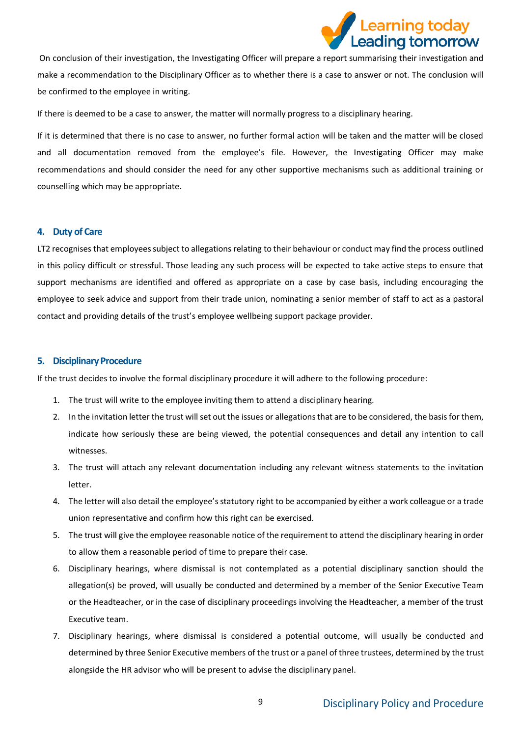On conclusion of their investigation, the Investigating Officer will prepare a report summarising their investigation and make a recommendation to the Disciplinary Officer as to whether there is a case to answer or not. The conclusion will be confirmed to the employee in writing.

If there is deemed to be a case to answer, the matter will normally progress to a disciplinary hearing.

If it is determined that there is no case to answer, no further formal action will be taken and the matter will be closed and all documentation removed from the employee's file. However, the Investigating Officer may make recommendations and should consider the need for any other supportive mechanisms such as additional training or counselling which may be appropriate.

## 4. Duty of Care

LT2 recognises that employees subject to allegations relating to their behaviour or conduct may find the process outlined in this policy difficult or stressful. Those leading any such process will be expected to take active steps to ensure that support mechanisms are identified and offered as appropriate on a case by case basis, including encouraging the employee to seek advice and support from their trade union, nominating a senior member of staff to act as a pastoral contact and providing details of the trust's employee wellbeing support package provider.

## 5. Disciplinary Procedure

If the trust decides to involve the formal disciplinary procedure it will adhere to the following procedure:

1. The trust will write to the employee inviting them to attend a disciplinary hearing.
2. In the invitation letter the trust will set out the issues or allegations that are to be considered, the basis for them, indicate how seriously these are being viewed, the potential consequences and detail any intention to call witnesses.
3. The trust will attach any relevant documentation including any relevant witness statements to the invitation letter.
4. The letter will also detail the employee's statutory right to be accompanied by either a work colleague or a trade union representative and confirm how this right can be exercised.
5. The trust will give the employee reasonable notice of the requirement to attend the disciplinary hearing in order to allow them a reasonable period of time to prepare their case.
6. Disciplinary hearings, where dismissal is not contemplated as a potential disciplinary sanction should the allegation(s) be proved, will usually be conducted and determined by a member of the Senior Executive Team or the Headteacher, or in the case of disciplinary proceedings involving the Headteacher, a member of the trust Executive team.
7. Disciplinary hearings, where dismissal is considered a potential outcome, will usually be conducted and determined by three Senior Executive members of the trust or a panel of three trustees, determined by the trust alongside the HR advisor who will be present to advise the disciplinary panel.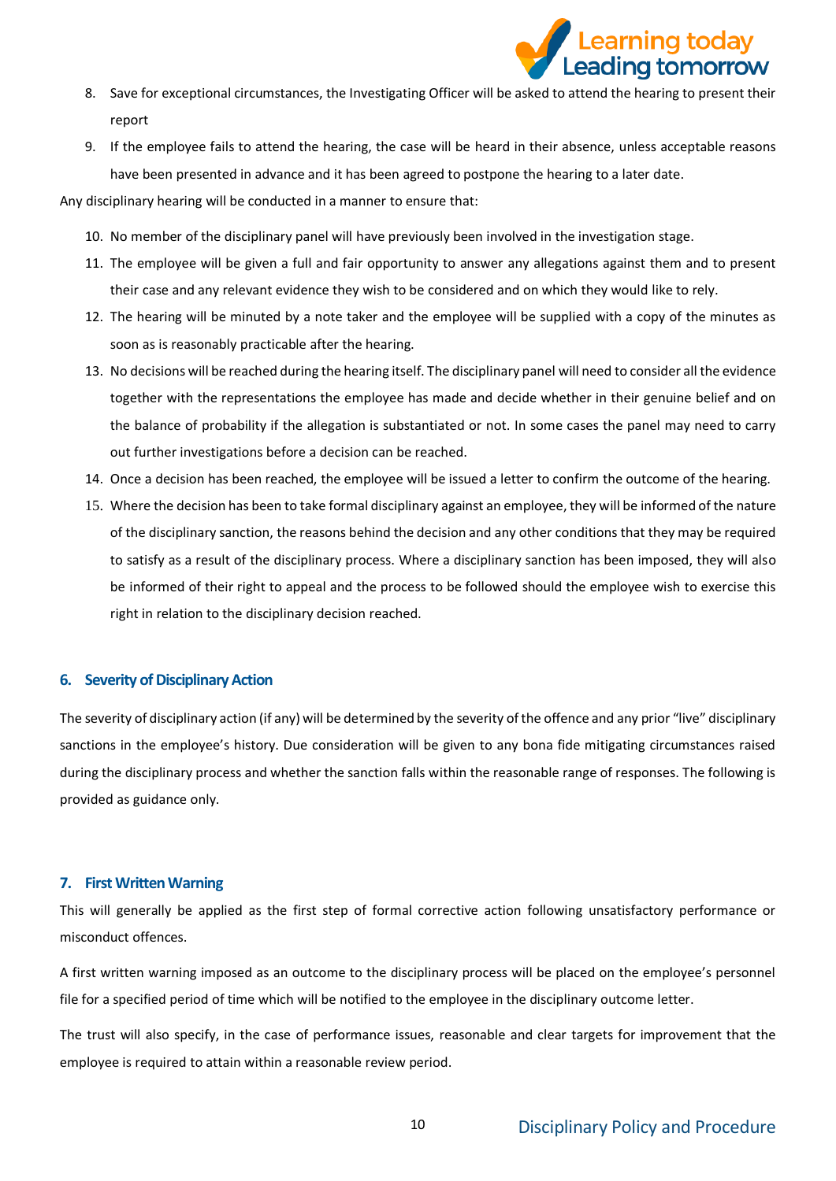8. Save for exceptional circumstances, the Investigating Officer will be asked to attend the hearing to present their report
9. If the employee fails to attend the hearing, the case will be heard in their absence, unless acceptable reasons have been presented in advance and it has been agreed to postpone the hearing to a later date.

Any disciplinary hearing will be conducted in a manner to ensure that:

10. No member of the disciplinary panel will have previously been involved in the investigation stage.
11. The employee will be given a full and fair opportunity to answer any allegations against them and to present their case and any relevant evidence they wish to be considered and on which they would like to rely.
12. The hearing will be minuted by a note taker and the employee will be supplied with a copy of the minutes as soon as is reasonably practicable after the hearing.
13. No decisions will be reached during the hearing itself. The disciplinary panel will need to consider all the evidence together with the representations the employee has made and decide whether in their genuine belief and on the balance of probability if the allegation is substantiated or not. In some cases the panel may need to carry out further investigations before a decision can be reached.
14. Once a decision has been reached, the employee will be issued a letter to confirm the outcome of the hearing.
15. Where the decision has been to take formal disciplinary against an employee, they will be informed of the nature of the disciplinary sanction, the reasons behind the decision and any other conditions that they may be required to satisfy as a result of the disciplinary process. Where a disciplinary sanction has been imposed, they will also be informed of their right to appeal and the process to be followed should the employee wish to exercise this right in relation to the disciplinary decision reached.

## 6. Severity of Disciplinary Action

The severity of disciplinary action (if any) will be determined by the severity of the offence and any prior "live" disciplinary sanctions in the employee's history. Due consideration will be given to any bona fide mitigating circumstances raised during the disciplinary process and whether the sanction falls within the reasonable range of responses. The following is provided as guidance only.

## 7. First Written Warning

This will generally be applied as the first step of formal corrective action following unsatisfactory performance or misconduct offences.

A first written warning imposed as an outcome to the disciplinary process will be placed on the employee's personnel file for a specified period of time which will be notified to the employee in the disciplinary outcome letter.

The trust will also specify, in the case of performance issues, reasonable and clear targets for improvement that the employee is required to attain within a reasonable review period.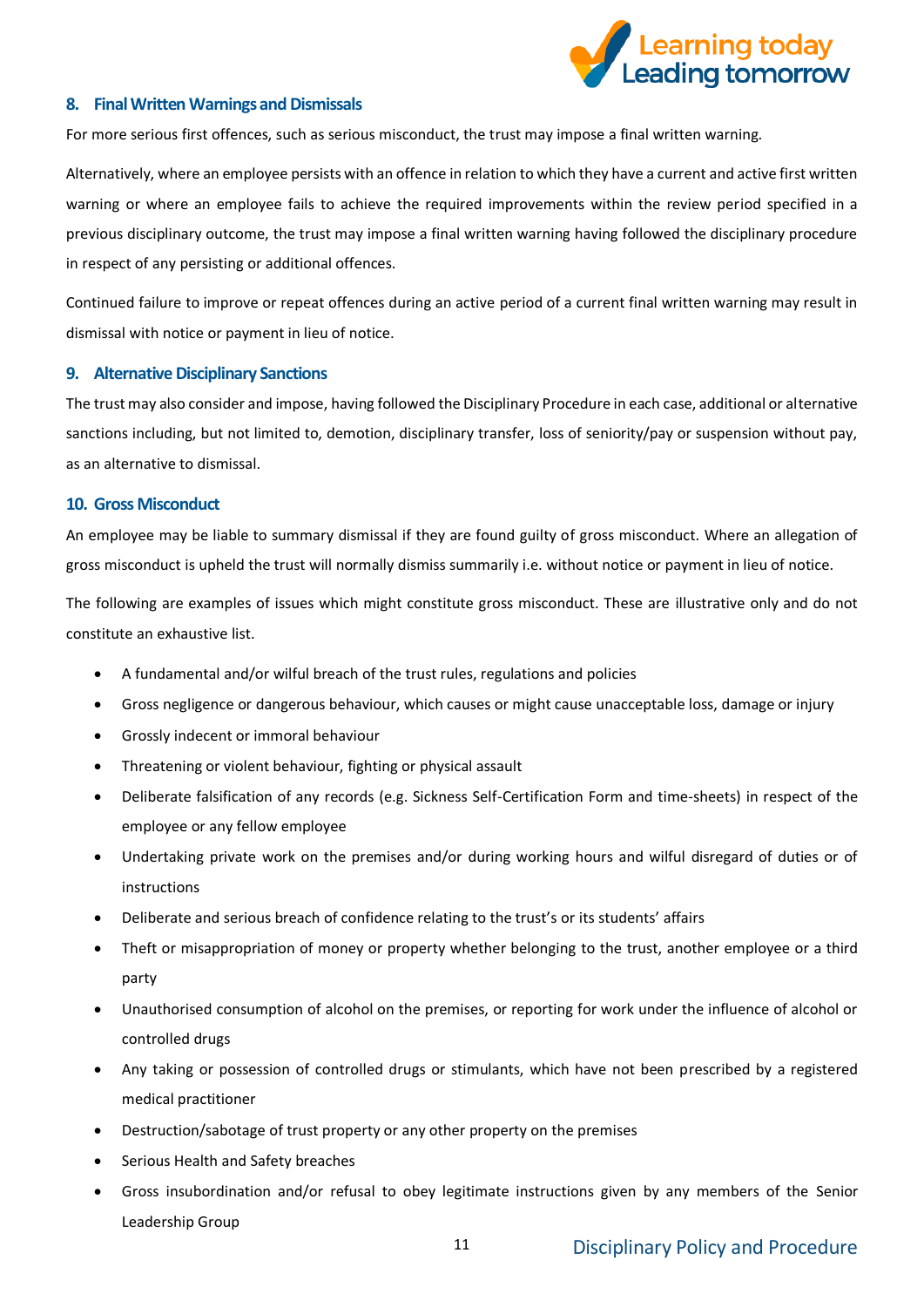### 8. Final Written Warnings and Dismissals

For more serious first offences, such as serious misconduct, the trust may impose a final written warning.

Alternatively, where an employee persists with an offence in relation to which they have a current and active first written warning or where an employee fails to achieve the required improvements within the review period specified in a previous disciplinary outcome, the trust may impose a final written warning having followed the disciplinary procedure in respect of any persisting or additional offences.

Continued failure to improve or repeat offences during an active period of a current final written warning may result in dismissal with notice or payment in lieu of notice.

### 9. Alternative Disciplinary Sanctions

The trust may also consider and impose, having followed the Disciplinary Procedure in each case, additional or alternative sanctions including, but not limited to, demotion, disciplinary transfer, loss of seniority/pay or suspension without pay, as an alternative to dismissal.

### 10. Gross Misconduct

An employee may be liable to summary dismissal if they are found guilty of gross misconduct. Where an allegation of gross misconduct is upheld the trust will normally dismiss summarily i.e. without notice or payment in lieu of notice.

The following are examples of issues which might constitute gross misconduct. These are illustrative only and do not constitute an exhaustive list.

- A fundamental and/or wilful breach of the trust rules, regulations and policies
- Gross negligence or dangerous behaviour, which causes or might cause unacceptable loss, damage or injury
- Grossly indecent or immoral behaviour
- Threatening or violent behaviour, fighting or physical assault
- Deliberate falsification of any records (e.g. Sickness Self-Certification Form and time-sheets) in respect of the employee or any fellow employee
- Undertaking private work on the premises and/or during working hours and wilful disregard of duties or of instructions
- Deliberate and serious breach of confidence relating to the trust's or its students' affairs
- Theft or misappropriation of money or property whether belonging to the trust, another employee or a third party
- Unauthorised consumption of alcohol on the premises, or reporting for work under the influence of alcohol or controlled drugs
- Any taking or possession of controlled drugs or stimulants, which have not been prescribed by a registered medical practitioner
- Destruction/sabotage of trust property or any other property on the premises
- Serious Health and Safety breaches
- Gross insubordination and/or refusal to obey legitimate instructions given by any members of the Senior Leadership Group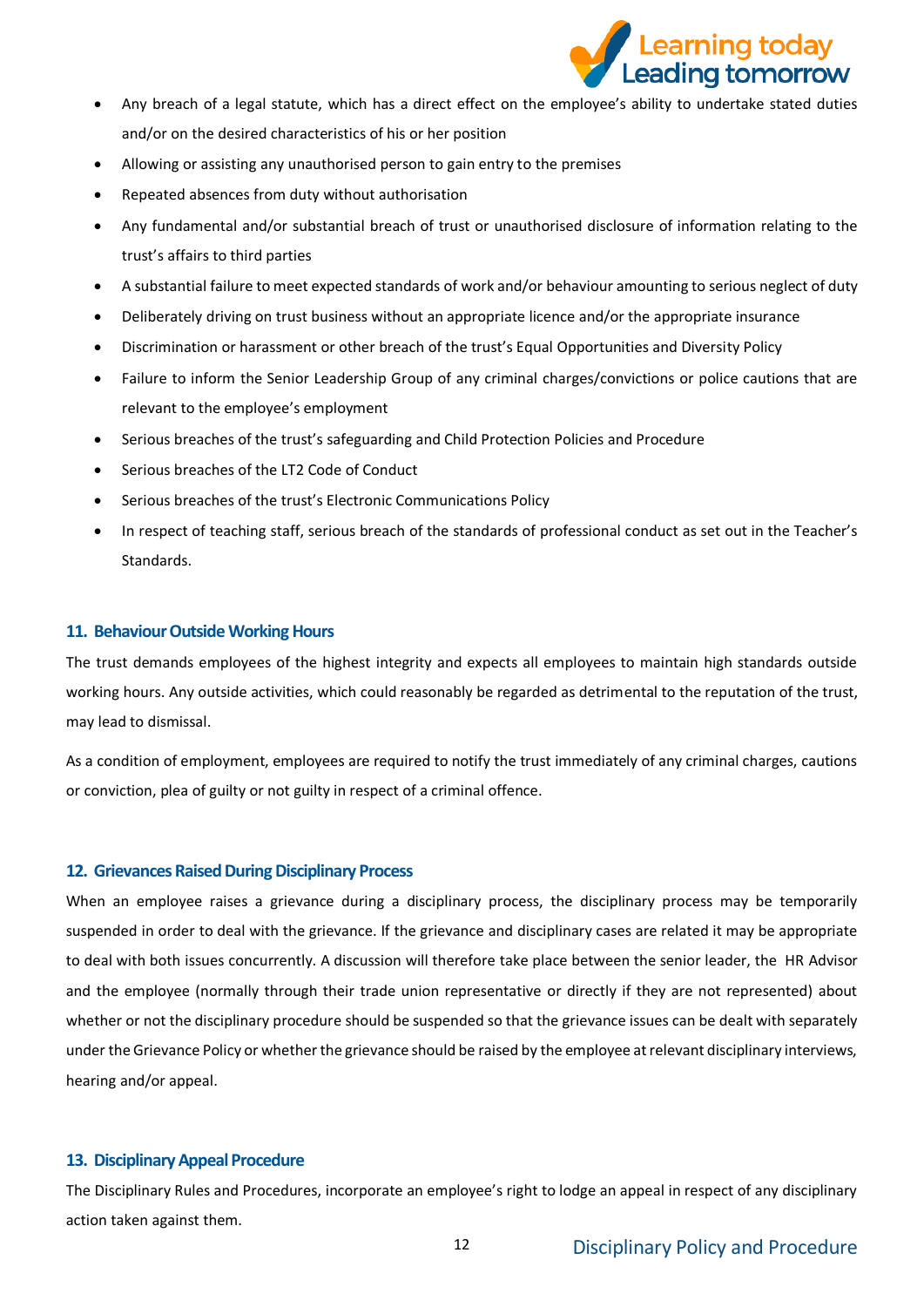- Any breach of a legal statute, which has a direct effect on the employee's ability to undertake stated duties and/or on the desired characteristics of his or her position
- Allowing or assisting any unauthorised person to gain entry to the premises
- Repeated absences from duty without authorisation
- Any fundamental and/or substantial breach of trust or unauthorised disclosure of information relating to the trust's affairs to third parties
- A substantial failure to meet expected standards of work and/or behaviour amounting to serious neglect of duty
- Deliberately driving on trust business without an appropriate licence and/or the appropriate insurance
- Discrimination or harassment or other breach of the trust's Equal Opportunities and Diversity Policy
- Failure to inform the Senior Leadership Group of any criminal charges/convictions or police cautions that are relevant to the employee's employment
- Serious breaches of the trust's safeguarding and Child Protection Policies and Procedure
- Serious breaches of the LT2 Code of Conduct
- Serious breaches of the trust's Electronic Communications Policy
- In respect of teaching staff, serious breach of the standards of professional conduct as set out in the Teacher's Standards.

## 11. Behaviour Outside Working Hours

The trust demands employees of the highest integrity and expects all employees to maintain high standards outside working hours. Any outside activities, which could reasonably be regarded as detrimental to the reputation of the trust, may lead to dismissal.

As a condition of employment, employees are required to notify the trust immediately of any criminal charges, cautions or conviction, plea of guilty or not guilty in respect of a criminal offence.

## 12. Grievances Raised During Disciplinary Process

When an employee raises a grievance during a disciplinary process, the disciplinary process may be temporarily suspended in order to deal with the grievance. If the grievance and disciplinary cases are related it may be appropriate to deal with both issues concurrently. A discussion will therefore take place between the senior leader, the HR Advisor and the employee (normally through their trade union representative or directly if they are not represented) about whether or not the disciplinary procedure should be suspended so that the grievance issues can be dealt with separately under the Grievance Policy or whether the grievance should be raised by the employee at relevant disciplinary interviews, hearing and/or appeal.

## 13. Disciplinary Appeal Procedure

The Disciplinary Rules and Procedures, incorporate an employee's right to lodge an appeal in respect of any disciplinary action taken against them.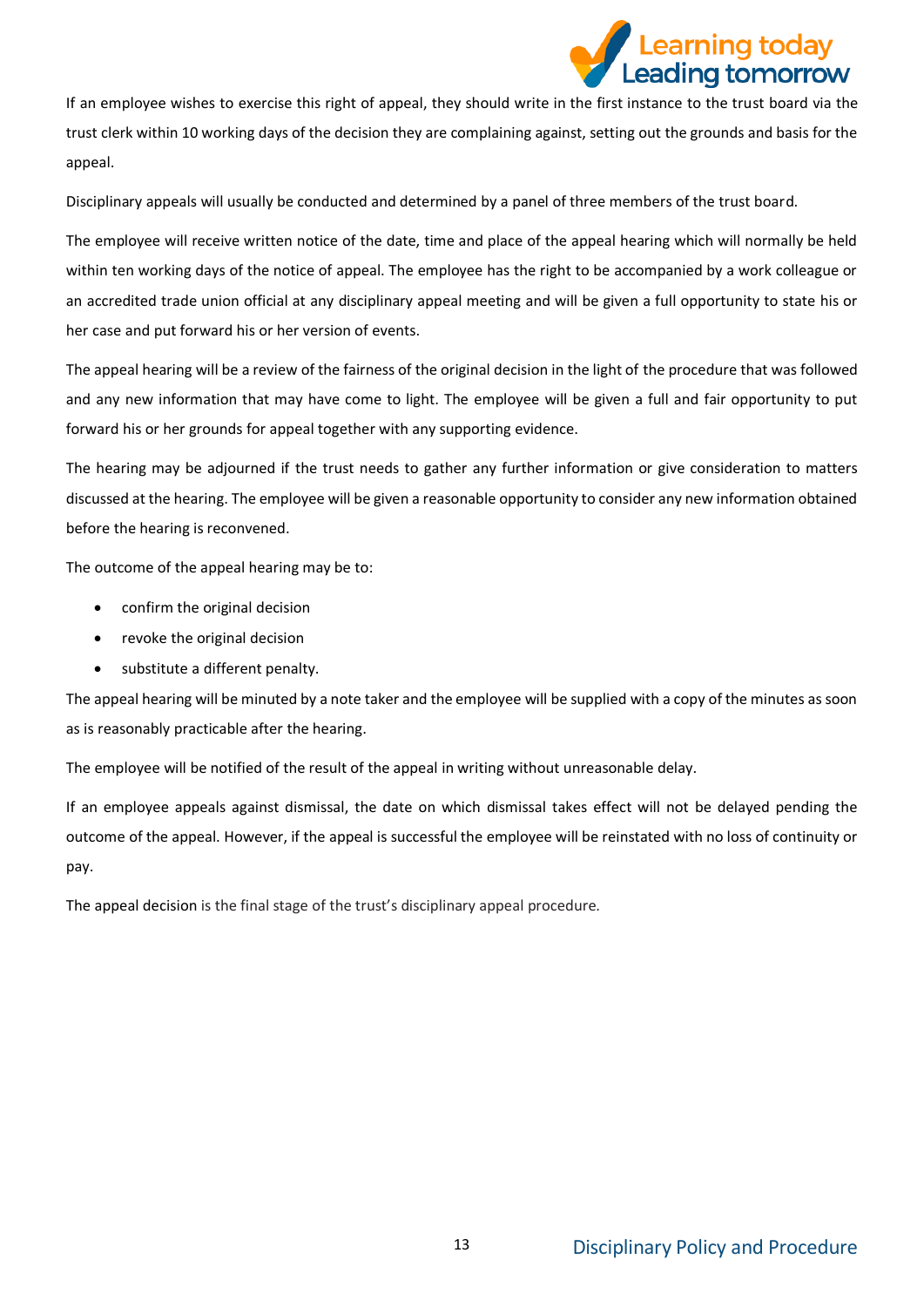If an employee wishes to exercise this right of appeal, they should write in the first instance to the trust board via the trust clerk within 10 working days of the decision they are complaining against, setting out the grounds and basis for the appeal.

Disciplinary appeals will usually be conducted and determined by a panel of three members of the trust board.

The employee will receive written notice of the date, time and place of the appeal hearing which will normally be held within ten working days of the notice of appeal. The employee has the right to be accompanied by a work colleague or an accredited trade union official at any disciplinary appeal meeting and will be given a full opportunity to state his or her case and put forward his or her version of events.

The appeal hearing will be a review of the fairness of the original decision in the light of the procedure that was followed and any new information that may have come to light. The employee will be given a full and fair opportunity to put forward his or her grounds for appeal together with any supporting evidence.

The hearing may be adjourned if the trust needs to gather any further information or give consideration to matters discussed at the hearing. The employee will be given a reasonable opportunity to consider any new information obtained before the hearing is reconvened.

The outcome of the appeal hearing may be to:

- confirm the original decision
- revoke the original decision
- substitute a different penalty.

The appeal hearing will be minuted by a note taker and the employee will be supplied with a copy of the minutes as soon as is reasonably practicable after the hearing.

The employee will be notified of the result of the appeal in writing without unreasonable delay.

If an employee appeals against dismissal, the date on which dismissal takes effect will not be delayed pending the outcome of the appeal. However, if the appeal is successful the employee will be reinstated with no loss of continuity or pay.

The appeal decision is the final stage of the trust's disciplinary appeal procedure.